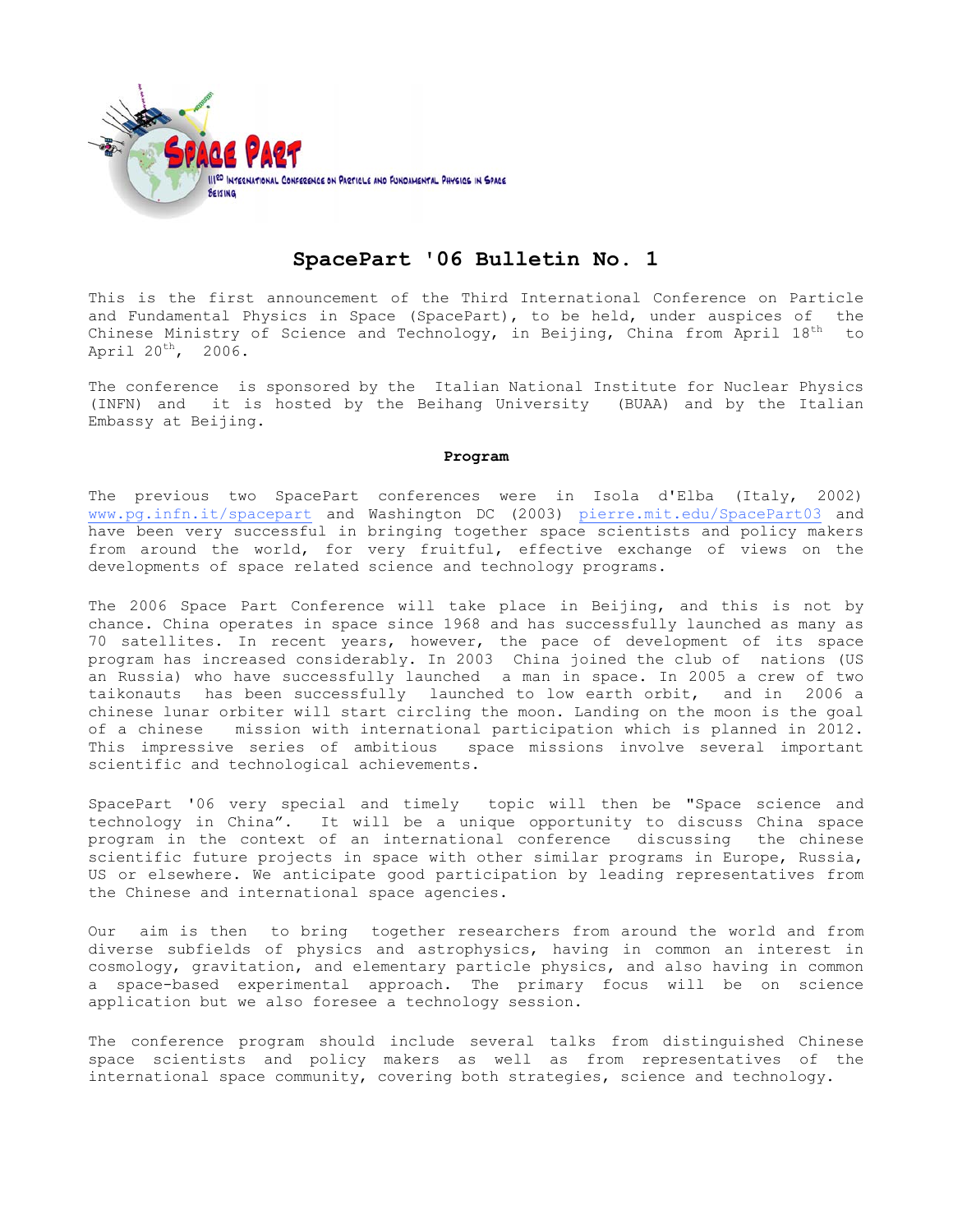# SpacePart '06 Bulletin No. 1

This is the first announcement of the Third International Conference on Particle and Fundamental Physics in Space (SpacePart), to be held, under auspices of the Chinese Ministry of Science and Technology, in Beijing, China from April 18th to April 20th, 2006.

The conference is sponsored by the Italian National Institute for Nuclear Physics (INFN) and it is hosted by the Beihang University (BUAA) and by the Italian Embassy at Beijing.

**Program**

The previous two SpacePart conferences were in Isola d'Elba (Italy, 2002) www.pg.infn.it/spacepart and Washington DC (2003) pierre.mit.edu/SpacePart03 and have been very successful in bringing together space scientists and policy makers from around the world, for very fruitful, effective exchange of views on the developments of space related science and technology programs.

The 2006 Space Part Conference will take place in Beijing, and this is not by chance. China operates in space since 1968 and has successfully launched as many as 70 satellites. In recent years, however, the pace of development of its space program has increased considerably. In 2003 China joined the club of nations (US an Russia) who have successfully launched a man in space. In 2005 a crew of two taikonauts has been successfully launched to low earth orbit, and in 2006 a chinese lunar orbiter will start circling the moon. Landing on the moon is the goal of a chinese mission with international participation which is planned in 2012. This impressive series of ambitious space missions involve several important scientific and technological achievements.

SpacePart '06 very special and timely topic will then be "Space science and technology in China". It will be a unique opportunity to discuss China space program in the context of an international conference discussing the chinese scientific future projects in space with other similar programs in Europe, Russia, US or elsewhere. We anticipate good participation by leading representatives from the Chinese and international space agencies.

Our aim is then to bring together researchers from around the world and from diverse subfields of physics and astrophysics, having in common an interest in cosmology, gravitation, and elementary particle physics, and also having in common a space-based experimental approach. The primary focus will be on science application but we also foresee a technology session.

The conference program should include several talks from distinguished Chinese space scientists and policy makers as well as from representatives of the international space community, covering both strategies, science and technology.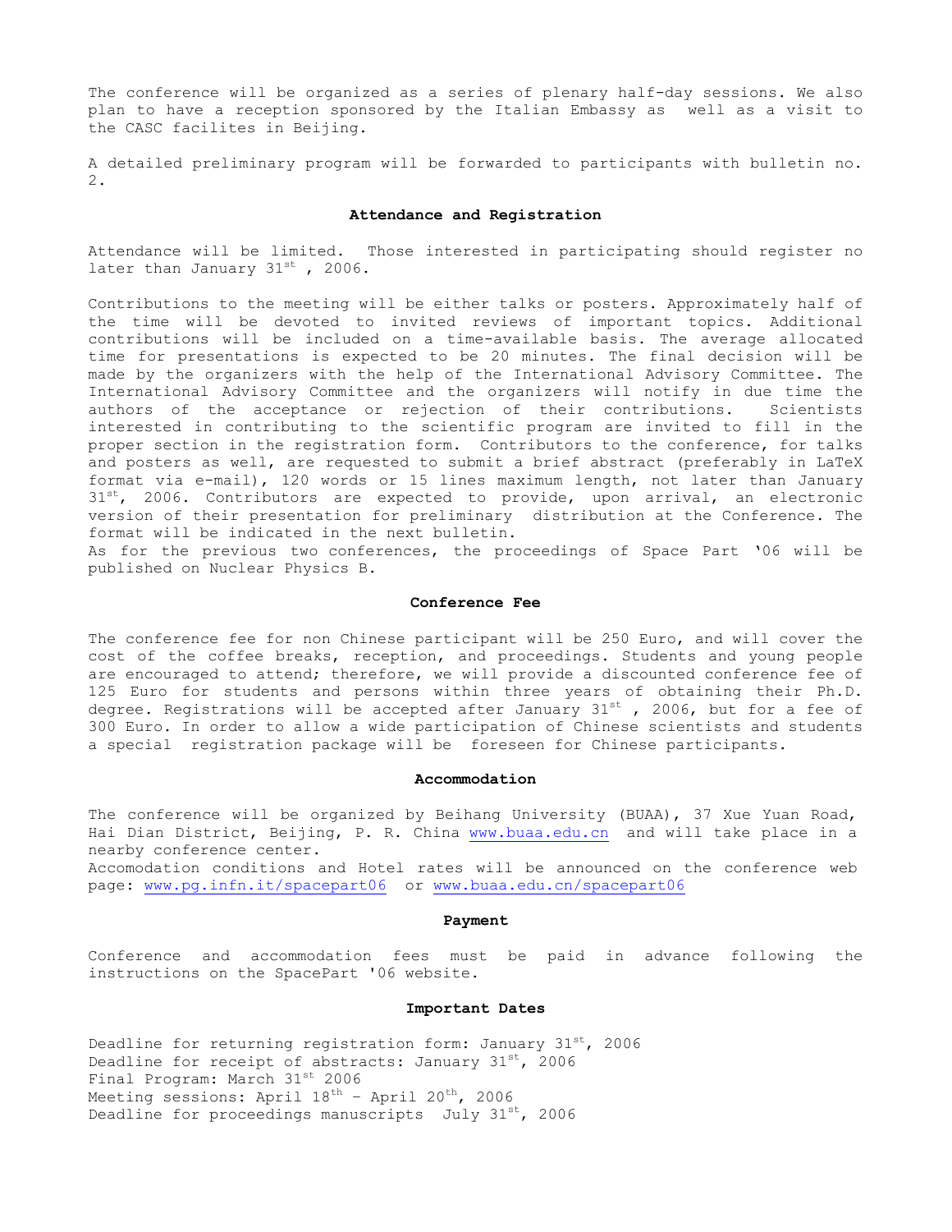The conference will be organized as a series of plenary half-day sessions. We also plan to have a reception sponsored by the Italian Embassy as well as a visit to the CASC facilites in Beijing.

A detailed preliminary program will be forwarded to participants with bulletin no. 2.

## Attendance and Registration

Attendance will be limited. Those interested in participating should register no later than January 31st , 2006.

Contributions to the meeting will be either talks or posters. Approximately half of the time will be devoted to invited reviews of important topics. Additional contributions will be included on a time-available basis. The average allocated time for presentations is expected to be 20 minutes. The final decision will be made by the organizers with the help of the International Advisory Committee. The International Advisory Committee and the organizers will notify in due time the authors of the acceptance or rejection of their contributions. Scientists interested in contributing to the scientific program are invited to fill in the proper section in the registration form. Contributors to the conference, for talks and posters as well, are requested to submit a brief abstract (preferably in LaTeX format via e-mail), 120 words or 15 lines maximum length, not later than January 31st, 2006. Contributors are expected to provide, upon arrival, an electronic version of their presentation for preliminary distribution at the Conference. The format will be indicated in the next bulletin.
As for the previous two conferences, the proceedings of Space Part '06 will be published on Nuclear Physics B.

## Conference Fee

The conference fee for non Chinese participant will be 250 Euro, and will cover the cost of the coffee breaks, reception, and proceedings. Students and young people are encouraged to attend; therefore, we will provide a discounted conference fee of 125 Euro for students and persons within three years of obtaining their Ph.D. degree. Registrations will be accepted after January 31st , 2006, but for a fee of 300 Euro. In order to allow a wide participation of Chinese scientists and students a special registration package will be foreseen for Chinese participants.

## Accommodation

The conference will be organized by Beihang University (BUAA), 37 Xue Yuan Road, Hai Dian District, Beijing, P. R. China www.buaa.edu.cn and will take place in a nearby conference center.
Accomodation conditions and Hotel rates will be announced on the conference web page: www.pg.infn.it/spacepart06 or www.buaa.edu.cn/spacepart06

## Payment

Conference and accommodation fees must be paid in advance following the instructions on the SpacePart '06 website.

## Important Dates

Deadline for returning registration form: January 31st, 2006
Deadline for receipt of abstracts: January 31st, 2006
Final Program: March 31st 2006
Meeting sessions: April 18th – April 20th, 2006
Deadline for proceedings manuscripts July 31st, 2006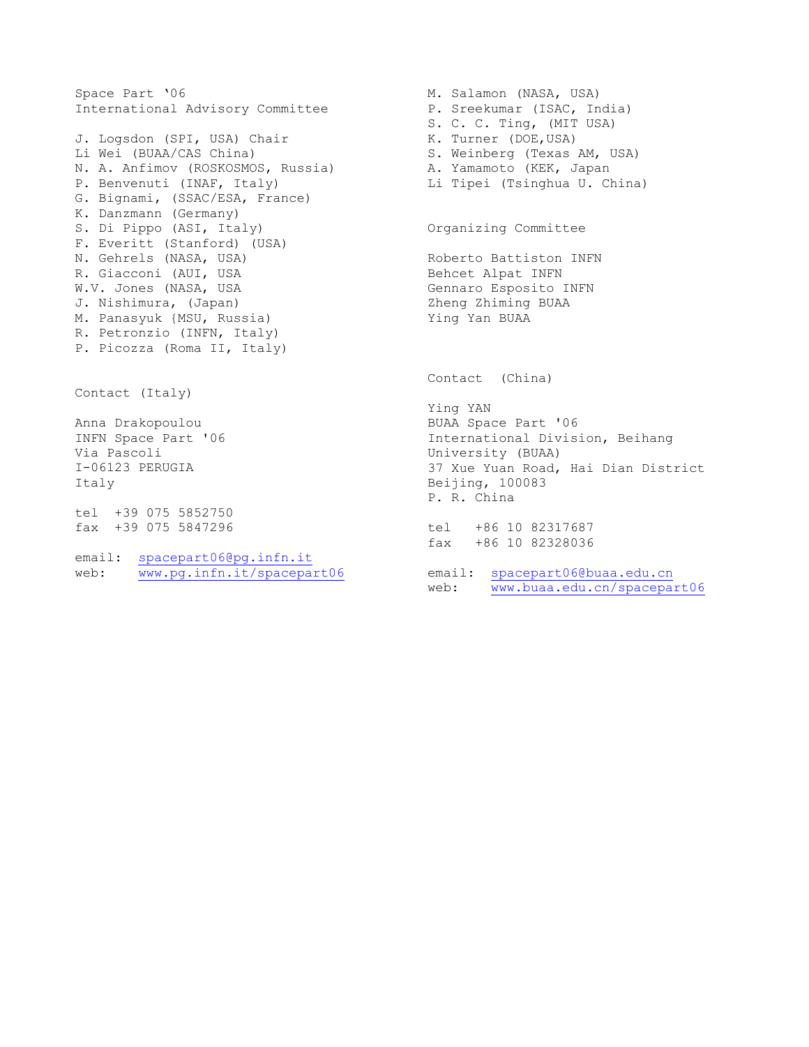Space Part '06
International Advisory Committee

J. Logsdon (SPI, USA) Chair
Li Wei (BUAA/CAS China)
N. A. Anfimov (ROSKOSMOS, Russia)
P. Benvenuti (INAF, Italy)
G. Bignami, (SSAC/ESA, France)
K. Danzmann (Germany)
S. Di Pippo (ASI, Italy)
F. Everitt (Stanford) (USA)
N. Gehrels (NASA, USA)
R. Giacconi (AUI, USA
W.V. Jones (NASA, USA
J. Nishimura, (Japan)
M. Panasyuk {MSU, Russia)
R. Petronzio (INFN, Italy)
P. Picozza (Roma II, Italy)
M. Salamon (NASA, USA)
P. Sreekumar (ISAC, India)
S. C. C. Ting, (MIT USA)
K. Turner (DOE,USA)
S. Weinberg (Texas AM, USA)
A. Yamamoto (KEK, Japan
Li Tipei (Tsinghua U. China)

Organizing Committee

Roberto Battiston INFN
Behcet Alpat INFN
Gennaro Esposito INFN
Zheng Zhiming BUAA
Ying Yan BUAA

Contact (Italy)

Anna Drakopoulou
INFN Space Part '06
Via Pascoli
I-06123 PERUGIA
Italy

tel +39 075 5852750
fax +39 075 5847296

email: spacepart06@pg.infn.it
web: www.pg.infn.it/spacepart06

Contact (China)

Ying YAN
BUAA Space Part '06
International Division, Beihang University (BUAA)
37 Xue Yuan Road, Hai Dian District
Beijing, 100083
P. R. China

tel +86 10 82317687
fax +86 10 82328036

email: spacepart06@buaa.edu.cn
web: www.buaa.edu.cn/spacepart06